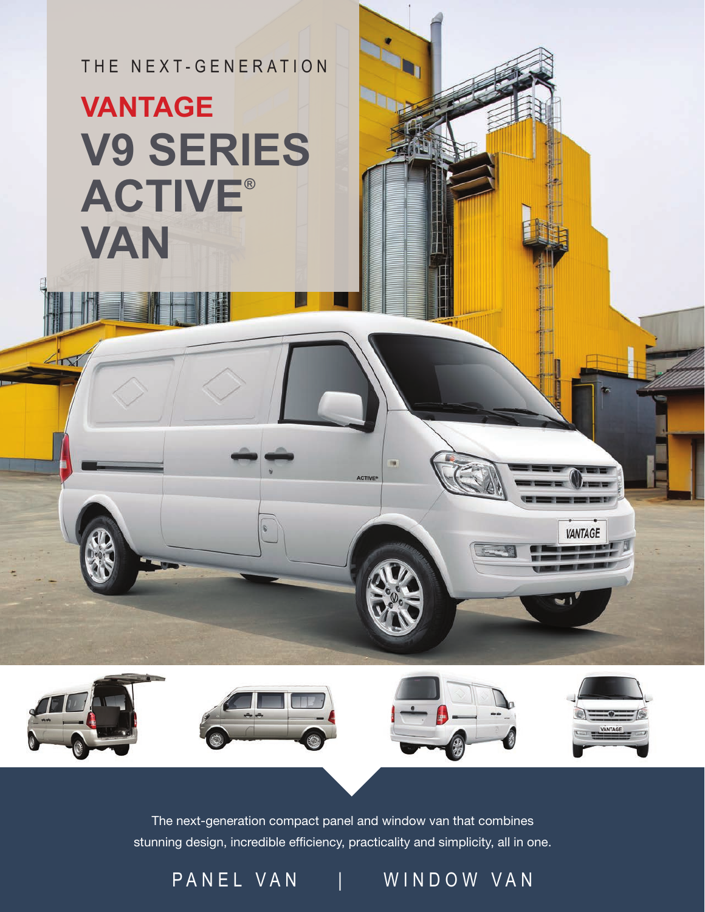THE NEXT-GENERATION

# VANTAGE V9 SERIES ACTIVE® VAN

The next-generation compact panel and window van that combines stunning design, incredible efficiency, practicality and simplicity, all in one.

PANEL VAN | WINDOW VAN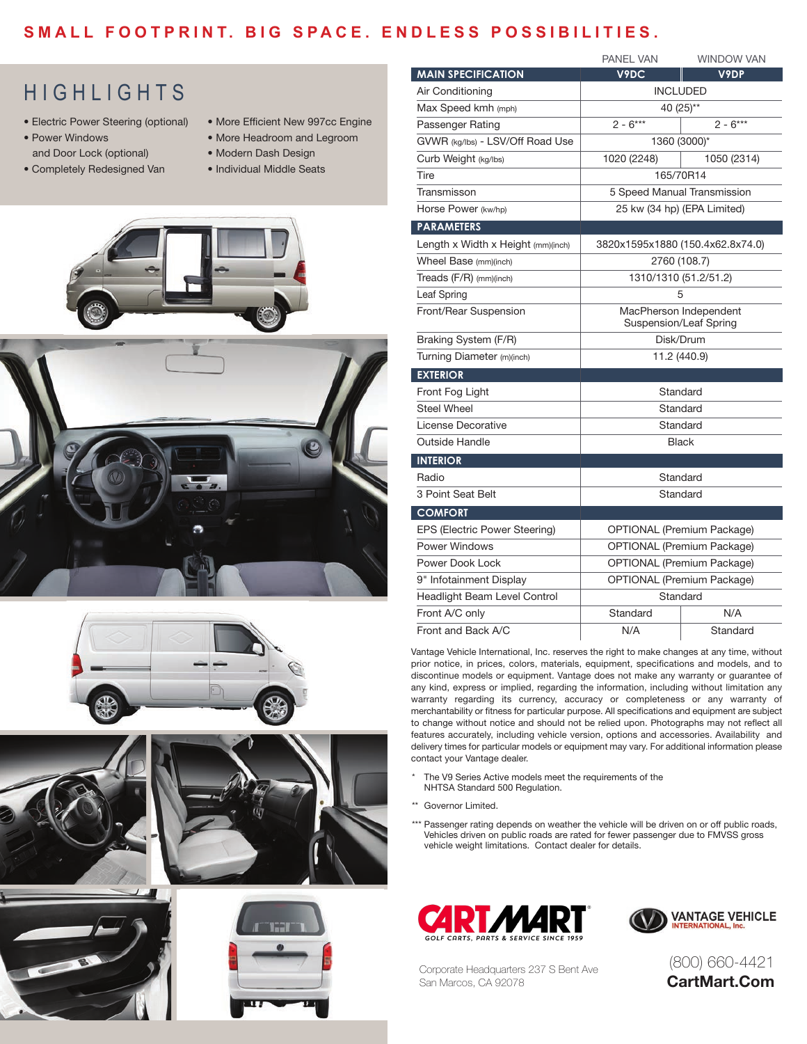# SMALL FOOTPRINT. BIG SPACE. ENDLESS POSSIBILITIES.

## HIGHLIGHTS

- Electric Power Steering (optional)
- Power Windows and Door Lock (optional)
- Completely Redesigned Van
- More Efficient New 997cc Engine
- More Headroom and Legroom
- Modern Dash Design
- Individual Middle Seats

| | PANEL VAN | WINDOW VAN |
|---|---|---|
| **MAIN SPECIFICATION** | **V9DC** | **V9DP** |
| Air Conditioning | INCLUDED | |
| Max Speed kmh (mph) | 40 (25)** | |
| Passenger Rating | 2 - 6*** | 2 - 6*** |
| GVWR (kg/lbs) - LSV/Off Road Use | 1360 (3000)* | |
| Curb Weight (kg/lbs) | 1020 (2248) | 1050 (2314) |
| Tire | 165/70R14 | |
| Transmisson | 5 Speed Manual Transmission | |
| Horse Power (kw/hp) | 25 kw (34 hp) (EPA Limited) | |
| **PARAMETERS** | | |
| Length x Width x Height (mm)(inch) | 3820x1595x1880 (150.4x62.8x74.0) | |
| Wheel Base (mm)(inch) | 2760 (108.7) | |
| Treads (F/R) (mm)(inch) | 1310/1310 (51.2/51.2) | |
| Leaf Spring | 5 | |
| Front/Rear Suspension | MacPherson Independent Suspension/Leaf Spring | |
| Braking System (F/R) | Disk/Drum | |
| Turning Diameter (m)(inch) | 11.2 (440.9) | |
| **EXTERIOR** | | |
| Front Fog Light | Standard | |
| Steel Wheel | Standard | |
| License Decorative | Standard | |
| Outside Handle | Black | |
| **INTERIOR** | | |
| Radio | Standard | |
| 3 Point Seat Belt | Standard | |
| **COMFORT** | | |
| EPS (Electric Power Steering) | OPTIONAL (Premium Package) | |
| Power Windows | OPTIONAL (Premium Package) | |
| Power Dook Lock | OPTIONAL (Premium Package) | |
| 9" Infotainment Display | OPTIONAL (Premium Package) | |
| Headlight Beam Level Control | Standard | |
| Front A/C only | Standard | N/A |
| Front and Back A/C | N/A | Standard |

Vantage Vehicle International, Inc. reserves the right to make changes at any time, without prior notice, in prices, colors, materials, equipment, specifications and models, and to discontinue models or equipment. Vantage does not make any warranty or guarantee of any kind, express or implied, regarding the information, including without limitation any warranty regarding its currency, accuracy or completeness or any warranty of merchantability or fitness for particular purpose. All specifications and equipment are subject to change without notice and should not be relied upon. Photographs may not reflect all features accurately, including vehicle version, options and accessories. Availability and delivery times for particular models or equipment may vary. For additional information please contact your Vantage dealer.

\* The V9 Series Active models meet the requirements of the NHTSA Standard 500 Regulation.

\*\* Governor Limited.

\*\*\* Passenger rating depends on weather the vehicle will be driven on or off public roads, Vehicles driven on public roads are rated for fewer passenger due to FMVSS gross vehicle weight limitations. Contact dealer for details.

CARTMART® GOLF CARTS, PARTS & SERVICE SINCE 1959

VANTAGE VEHICLE INTERNATIONAL, Inc.

Corporate Headquarters 237 S Bent Ave
San Marcos, CA 92078

(800) 660-4421
**CartMart.Com**